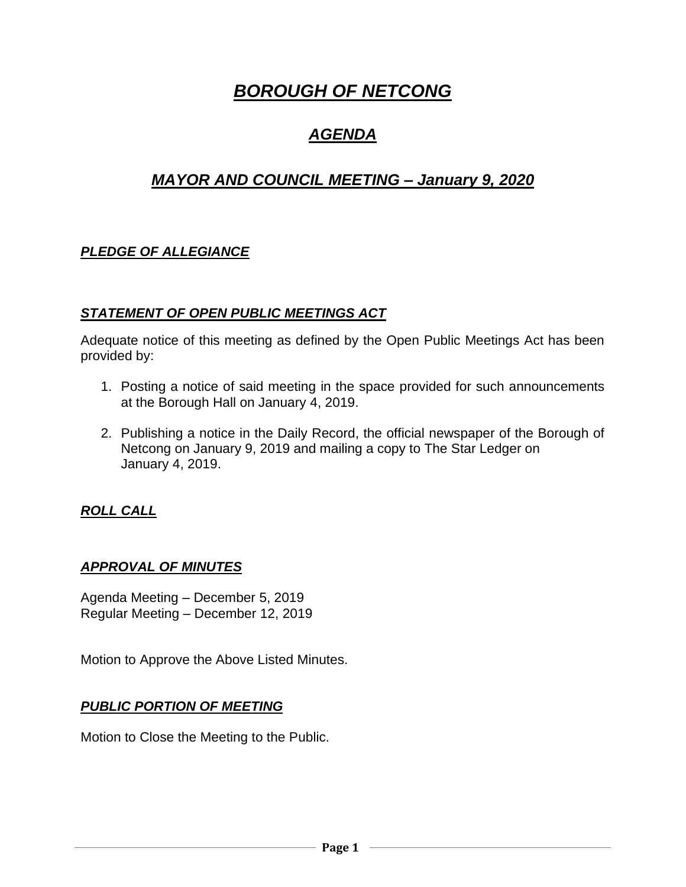# ***BOROUGH OF NETCONG***

## ***AGENDA***

## ***MAYOR AND COUNCIL MEETING – January 9, 2020***

***PLEDGE OF ALLEGIANCE***

***STATEMENT OF OPEN PUBLIC MEETINGS ACT***

Adequate notice of this meeting as defined by the Open Public Meetings Act has been provided by:

1. Posting a notice of said meeting in the space provided for such announcements at the Borough Hall on January 4, 2019.

2. Publishing a notice in the Daily Record, the official newspaper of the Borough of Netcong on January 9, 2019 and mailing a copy to The Star Ledger on January 4, 2019.

***ROLL CALL***

***APPROVAL OF MINUTES***

Agenda Meeting – December 5, 2019
Regular Meeting – December 12, 2019

Motion to Approve the Above Listed Minutes.

***PUBLIC PORTION OF MEETING***

Motion to Close the Meeting to the Public.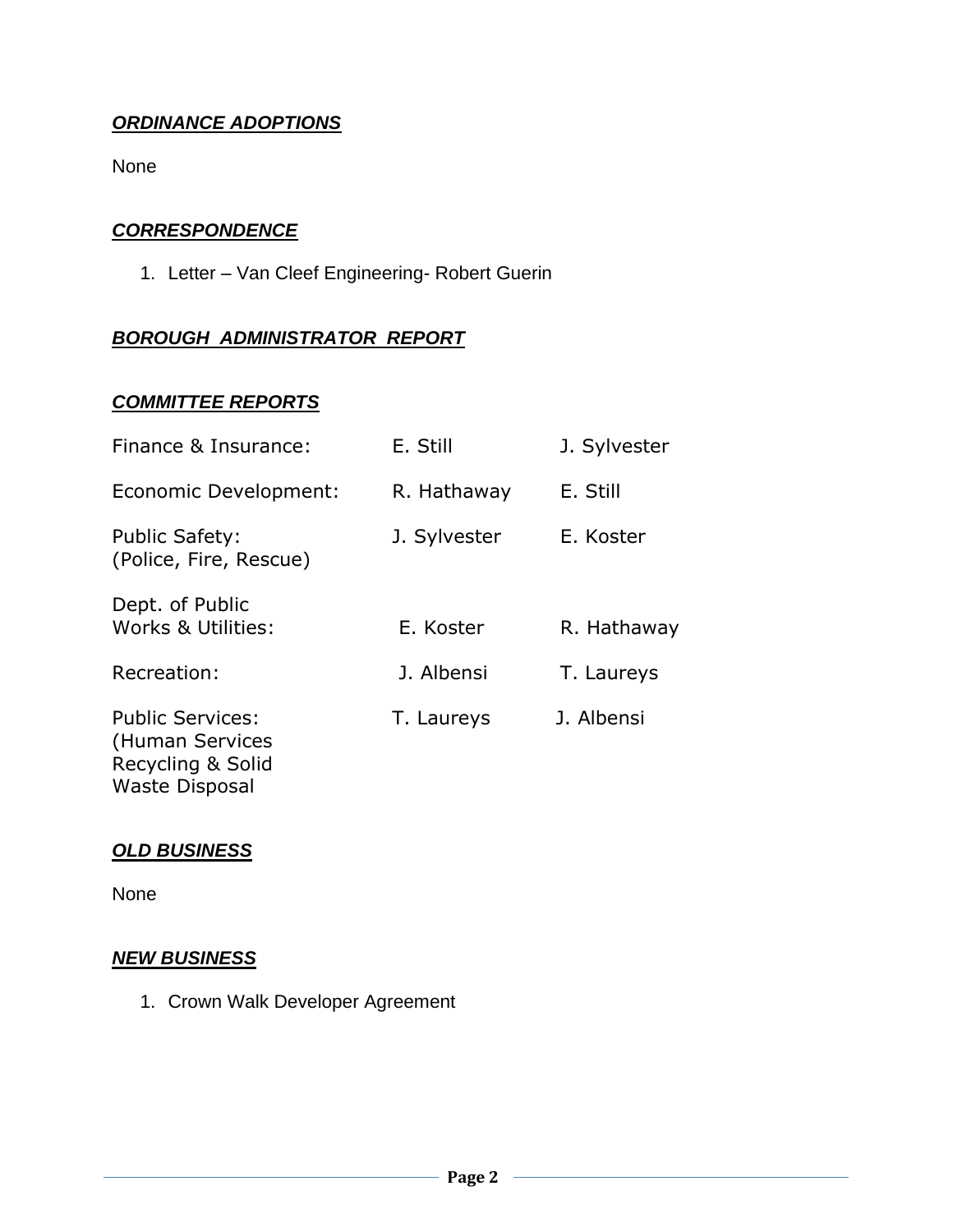## ***ORDINANCE ADOPTIONS***

None

## ***CORRESPONDENCE***

1. Letter – Van Cleef Engineering- Robert Guerin

## ***BOROUGH ADMINISTRATOR REPORT***

## ***COMMITTEE REPORTS***

| | | |
|---|---|---|
| Finance & Insurance: | E. Still | J. Sylvester |
| Economic Development: | R. Hathaway | E. Still |
| Public Safety: (Police, Fire, Rescue) | J. Sylvester | E. Koster |
| Dept. of Public Works & Utilities: | E. Koster | R. Hathaway |
| Recreation: | J. Albensi | T. Laureys |
| Public Services: (Human Services Recycling & Solid Waste Disposal | T. Laureys | J. Albensi |

## ***OLD BUSINESS***

None

## ***NEW BUSINESS***

1. Crown Walk Developer Agreement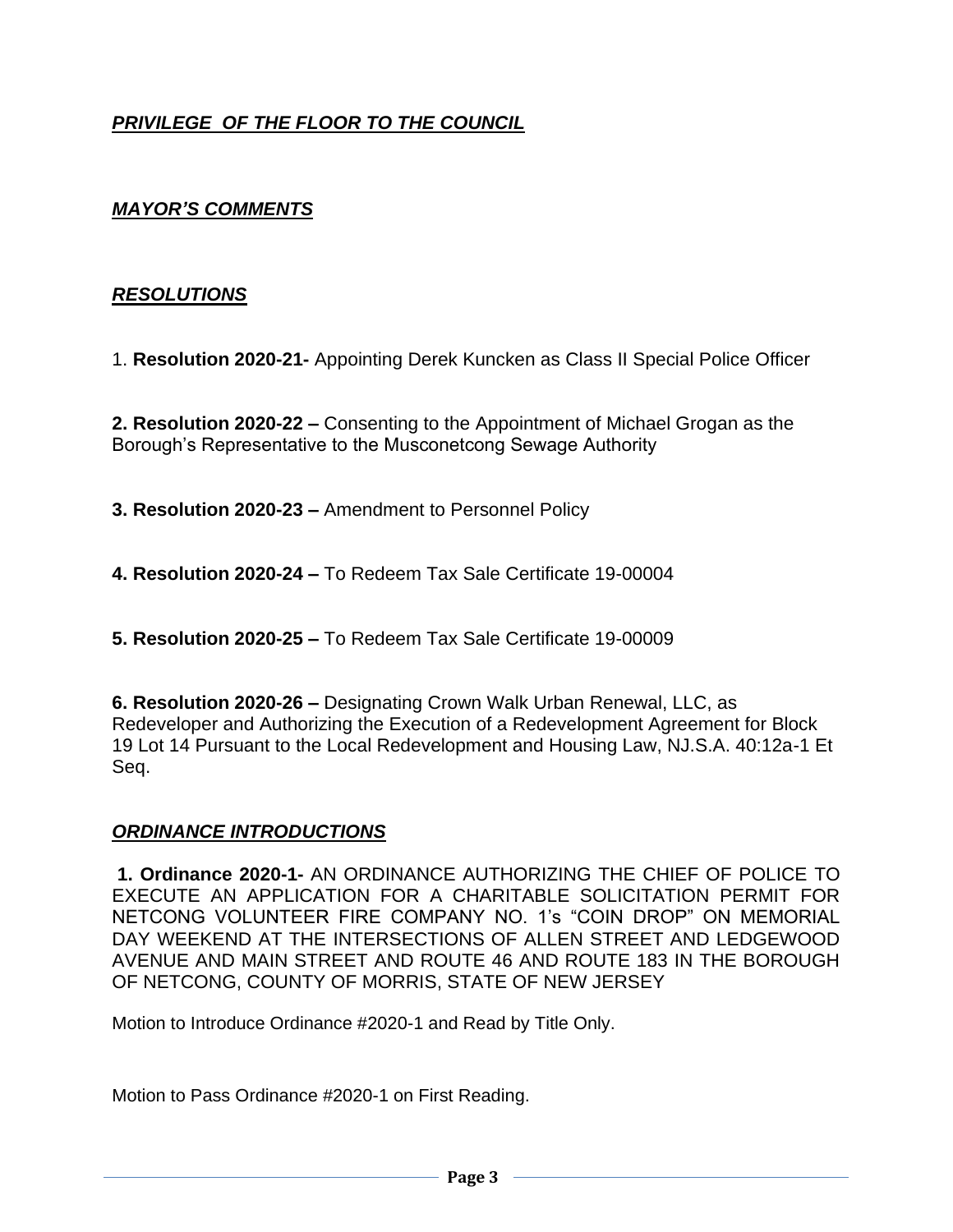***PRIVILEGE OF THE FLOOR TO THE COUNCIL***

***MAYOR'S COMMENTS***

***RESOLUTIONS***

1. **Resolution 2020-21-** Appointing Derek Kuncken as Class II Special Police Officer

**2. Resolution 2020-22 –** Consenting to the Appointment of Michael Grogan as the Borough's Representative to the Musconetcong Sewage Authority

**3. Resolution 2020-23 –** Amendment to Personnel Policy

**4. Resolution 2020-24 –** To Redeem Tax Sale Certificate 19-00004

**5. Resolution 2020-25 –** To Redeem Tax Sale Certificate 19-00009

**6. Resolution 2020-26 –** Designating Crown Walk Urban Renewal, LLC, as Redeveloper and Authorizing the Execution of a Redevelopment Agreement for Block 19 Lot 14 Pursuant to the Local Redevelopment and Housing Law, NJ.S.A. 40:12a-1 Et Seq.

***ORDINANCE INTRODUCTIONS***

**1. Ordinance 2020-1-** AN ORDINANCE AUTHORIZING THE CHIEF OF POLICE TO EXECUTE AN APPLICATION FOR A CHARITABLE SOLICITATION PERMIT FOR NETCONG VOLUNTEER FIRE COMPANY NO. 1's "COIN DROP" ON MEMORIAL DAY WEEKEND AT THE INTERSECTIONS OF ALLEN STREET AND LEDGEWOOD AVENUE AND MAIN STREET AND ROUTE 46 AND ROUTE 183 IN THE BOROUGH OF NETCONG, COUNTY OF MORRIS, STATE OF NEW JERSEY

Motion to Introduce Ordinance #2020-1 and Read by Title Only.

Motion to Pass Ordinance #2020-1 on First Reading.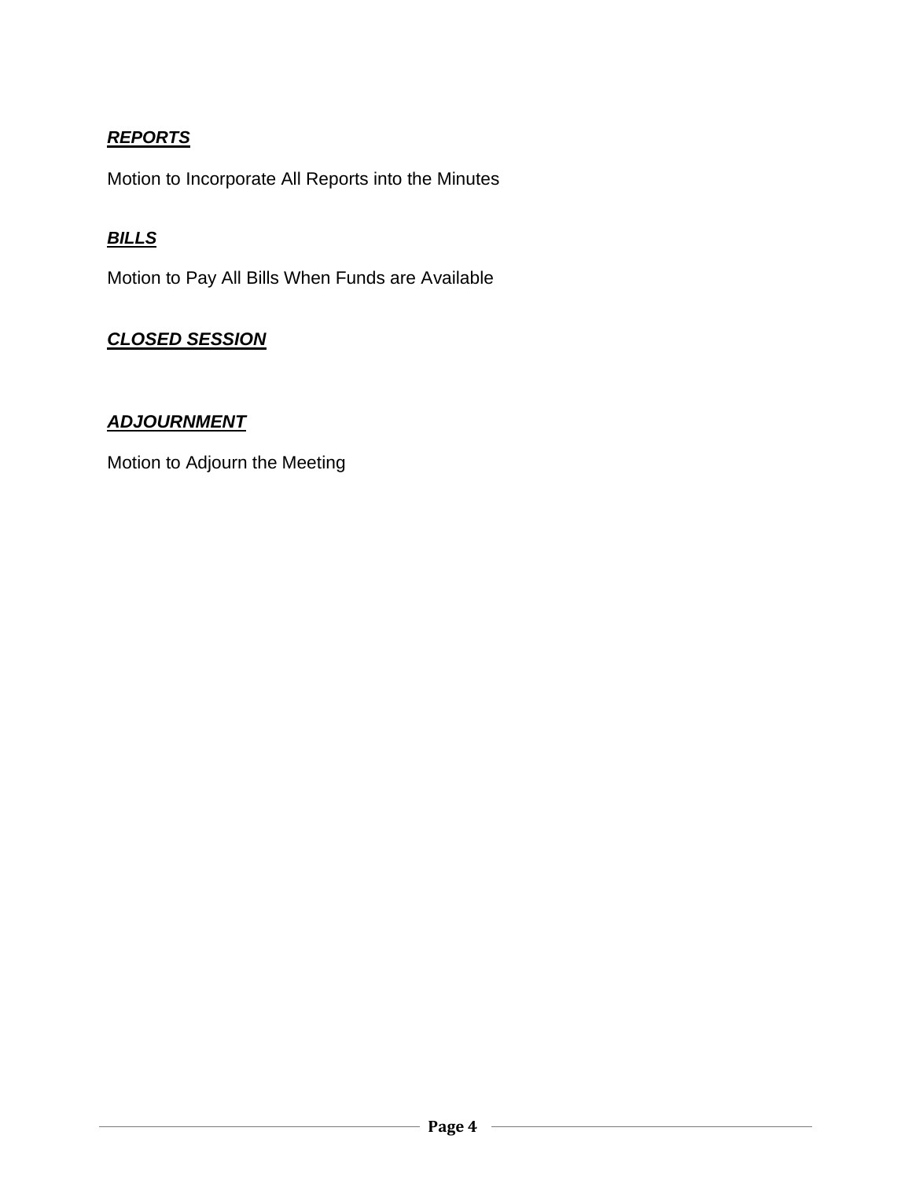***REPORTS***

Motion to Incorporate All Reports into the Minutes

***BILLS***

Motion to Pay All Bills When Funds are Available

***CLOSED SESSION***

***ADJOURNMENT***

Motion to Adjourn the Meeting